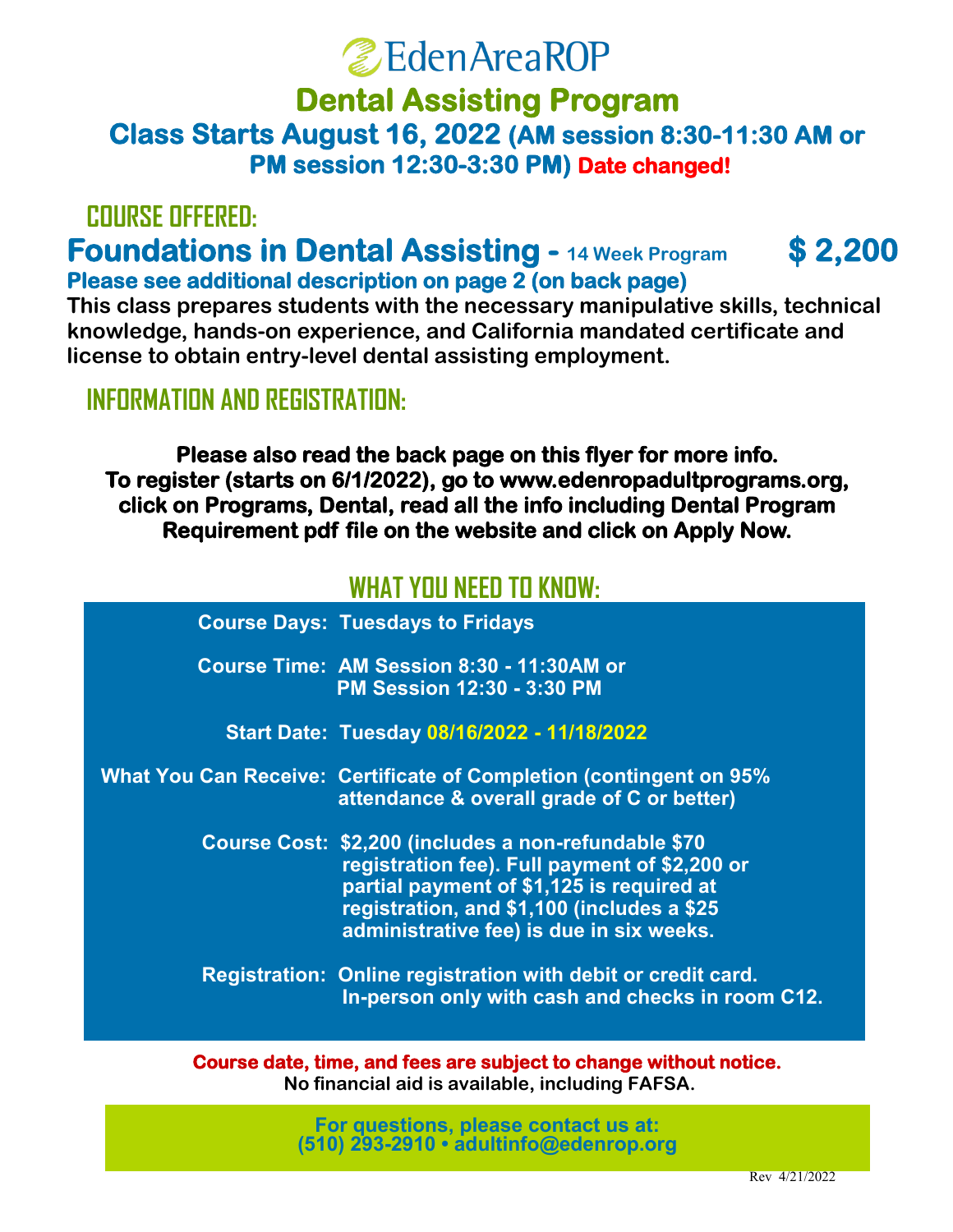# EdenAreaROP

# Dental Assisting Program

## Class Starts August 16, 2022 (AM session 8:30-11:30 AM or PM session 12:30-3:30 PM) Date changed!

## COURSE OFFERED:

### Foundations in Dental Assisting - 14 Week Program $ 2,200

**Please see additional description on page 2 (on back page)**

**This class prepares students with the necessary manipulative skills, technical knowledge, hands-on experience, and California mandated certificate and license to obtain entry-level dental assisting employment.**

## INFORMATION AND REGISTRATION:

**Please also read the back page on this flyer for more info.**
**To register (starts on 6/1/2022), go to www.edenropadultprograms.org, click on Programs, Dental, read all the info including Dental Program Requirement pdf file on the website and click on Apply Now.**

## WHAT YOU NEED TO KNOW:

| | |
|---|---|
| **Course Days:** | Tuesdays to Fridays |
| **Course Time:** | AM Session 8:30 - 11:30AM or PM Session 12:30 - 3:30 PM |
| **Start Date:** | Tuesday 08/16/2022 - 11/18/2022 |
| **What You Can Receive:** | Certificate of Completion (contingent on 95% attendance & overall grade of C or better) |
| **Course Cost:** | $2,200 (includes a non-refundable $70 registration fee). Full payment of $2,200 or partial payment of $1,125 is required at registration, and $1,100 (includes a $25 administrative fee) is due in six weeks. |
| **Registration:** | Online registration with debit or credit card. In-person only with cash and checks in room C12. |

**Course date, time, and fees are subject to change without notice.**
**No financial aid is available, including FAFSA.**

**For questions, please contact us at:**
**(510) 293-2910 • adultinfo@edenrop.org**

Rev 4/21/2022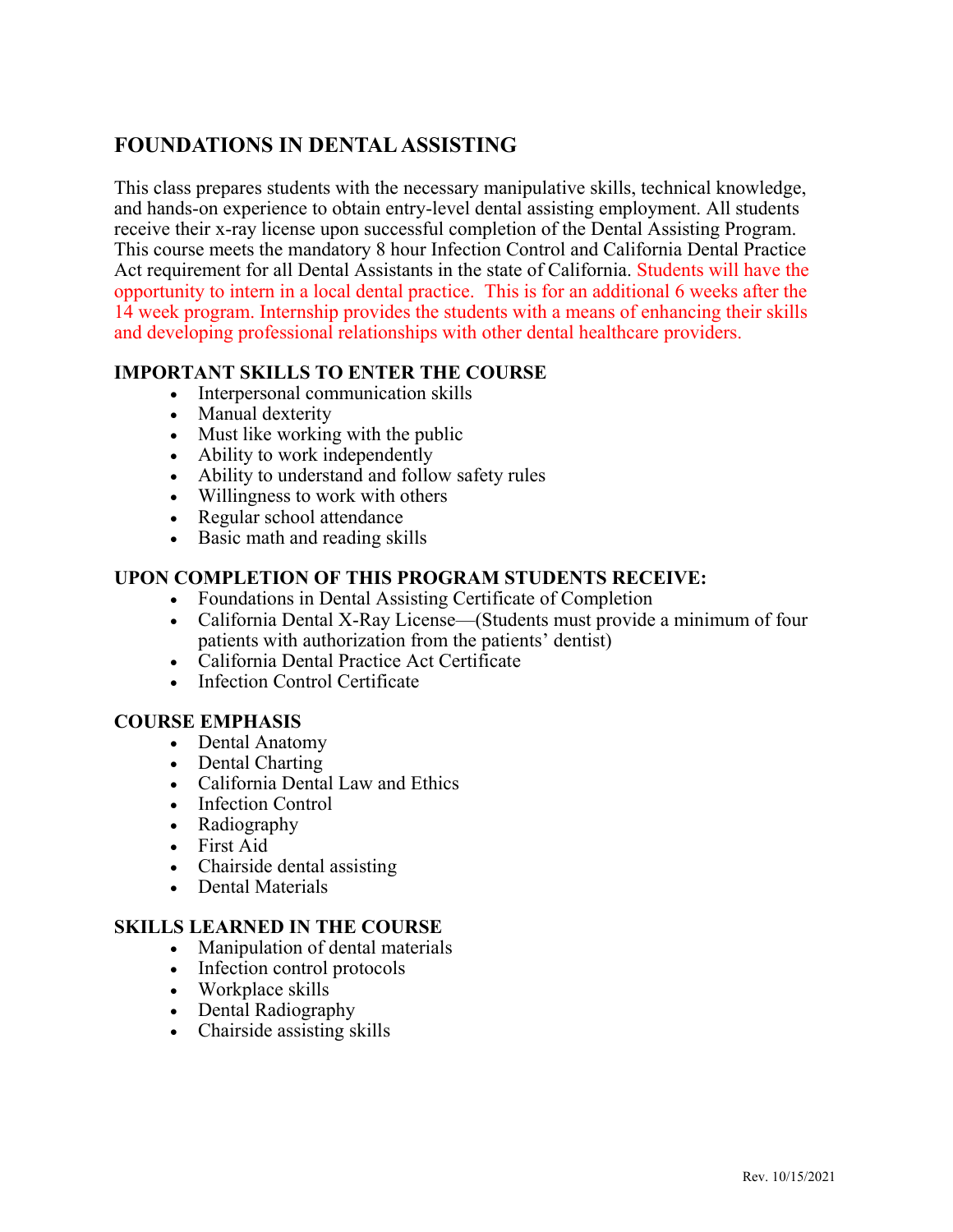## FOUNDATIONS IN DENTAL ASSISTING

This class prepares students with the necessary manipulative skills, technical knowledge, and hands-on experience to obtain entry-level dental assisting employment. All students receive their x-ray license upon successful completion of the Dental Assisting Program. This course meets the mandatory 8 hour Infection Control and California Dental Practice Act requirement for all Dental Assistants in the state of California. Students will have the opportunity to intern in a local dental practice. This is for an additional 6 weeks after the 14 week program. Internship provides the students with a means of enhancing their skills and developing professional relationships with other dental healthcare providers.

### IMPORTANT SKILLS TO ENTER THE COURSE

- Interpersonal communication skills
- Manual dexterity
- Must like working with the public
- Ability to work independently
- Ability to understand and follow safety rules
- Willingness to work with others
- Regular school attendance
- Basic math and reading skills

### UPON COMPLETION OF THIS PROGRAM STUDENTS RECEIVE:

- Foundations in Dental Assisting Certificate of Completion
- California Dental X-Ray License—(Students must provide a minimum of four patients with authorization from the patients' dentist)
- California Dental Practice Act Certificate
- Infection Control Certificate

### COURSE EMPHASIS

- Dental Anatomy
- Dental Charting
- California Dental Law and Ethics
- Infection Control
- Radiography
- First Aid
- Chairside dental assisting
- Dental Materials

### SKILLS LEARNED IN THE COURSE

- Manipulation of dental materials
- Infection control protocols
- Workplace skills
- Dental Radiography
- Chairside assisting skills

Rev. 10/15/2021